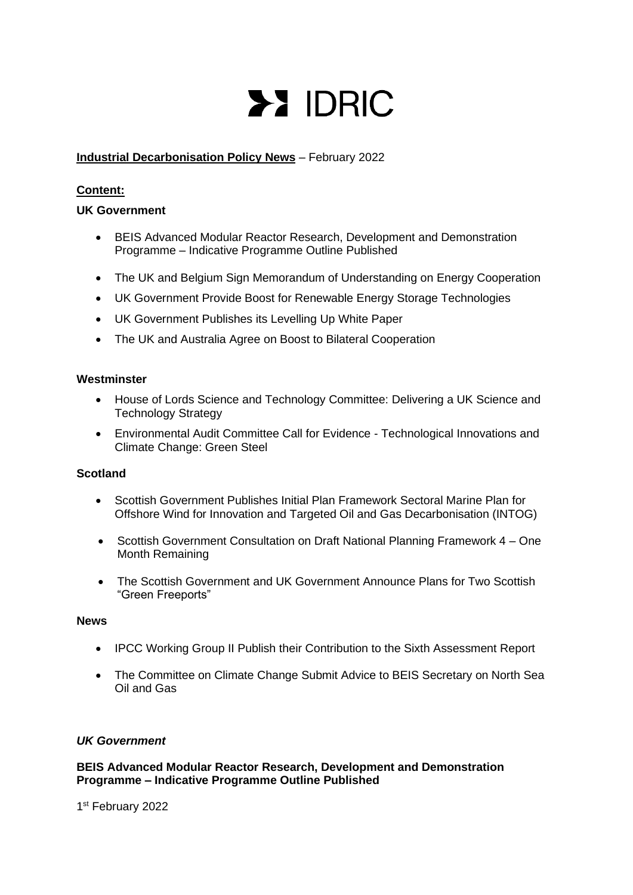# IDRIC

**Industrial Decarbonisation Policy News** – February 2022

**Content:**

**UK Government**

- BEIS Advanced Modular Reactor Research, Development and Demonstration Programme – Indicative Programme Outline Published
- The UK and Belgium Sign Memorandum of Understanding on Energy Cooperation
- UK Government Provide Boost for Renewable Energy Storage Technologies
- UK Government Publishes its Levelling Up White Paper
- The UK and Australia Agree on Boost to Bilateral Cooperation

**Westminster**

- House of Lords Science and Technology Committee: Delivering a UK Science and Technology Strategy
- Environmental Audit Committee Call for Evidence - Technological Innovations and Climate Change: Green Steel

**Scotland**

- Scottish Government Publishes Initial Plan Framework Sectoral Marine Plan for Offshore Wind for Innovation and Targeted Oil and Gas Decarbonisation (INTOG)
- Scottish Government Consultation on Draft National Planning Framework 4 – One Month Remaining
- The Scottish Government and UK Government Announce Plans for Two Scottish "Green Freeports"

**News**

- IPCC Working Group II Publish their Contribution to the Sixth Assessment Report
- The Committee on Climate Change Submit Advice to BEIS Secretary on North Sea Oil and Gas

## *UK Government*

### BEIS Advanced Modular Reactor Research, Development and Demonstration Programme – Indicative Programme Outline Published

1st February 2022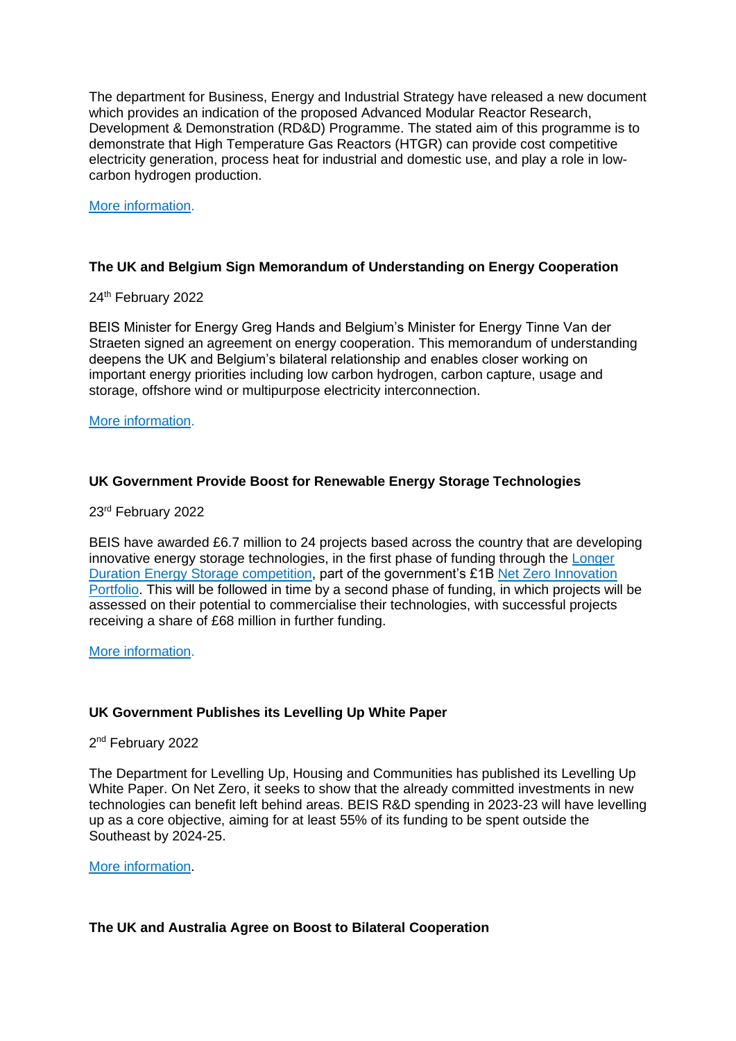The department for Business, Energy and Industrial Strategy have released a new document which provides an indication of the proposed Advanced Modular Reactor Research, Development & Demonstration (RD&D) Programme. The stated aim of this programme is to demonstrate that High Temperature Gas Reactors (HTGR) can provide cost competitive electricity generation, process heat for industrial and domestic use, and play a role in low-carbon hydrogen production.

More information.

**The UK and Belgium Sign Memorandum of Understanding on Energy Cooperation**

24th February 2022

BEIS Minister for Energy Greg Hands and Belgium's Minister for Energy Tinne Van der Straeten signed an agreement on energy cooperation. This memorandum of understanding deepens the UK and Belgium's bilateral relationship and enables closer working on important energy priorities including low carbon hydrogen, carbon capture, usage and storage, offshore wind or multipurpose electricity interconnection.

More information.

**UK Government Provide Boost for Renewable Energy Storage Technologies**

23rd February 2022

BEIS have awarded £6.7 million to 24 projects based across the country that are developing innovative energy storage technologies, in the first phase of funding through the Longer Duration Energy Storage competition, part of the government's £1B Net Zero Innovation Portfolio. This will be followed in time by a second phase of funding, in which projects will be assessed on their potential to commercialise their technologies, with successful projects receiving a share of £68 million in further funding.

More information.

**UK Government Publishes its Levelling Up White Paper**

2nd February 2022

The Department for Levelling Up, Housing and Communities has published its Levelling Up White Paper. On Net Zero, it seeks to show that the already committed investments in new technologies can benefit left behind areas. BEIS R&D spending in 2023-23 will have levelling up as a core objective, aiming for at least 55% of its funding to be spent outside the Southeast by 2024-25.

More information.

**The UK and Australia Agree on Boost to Bilateral Cooperation**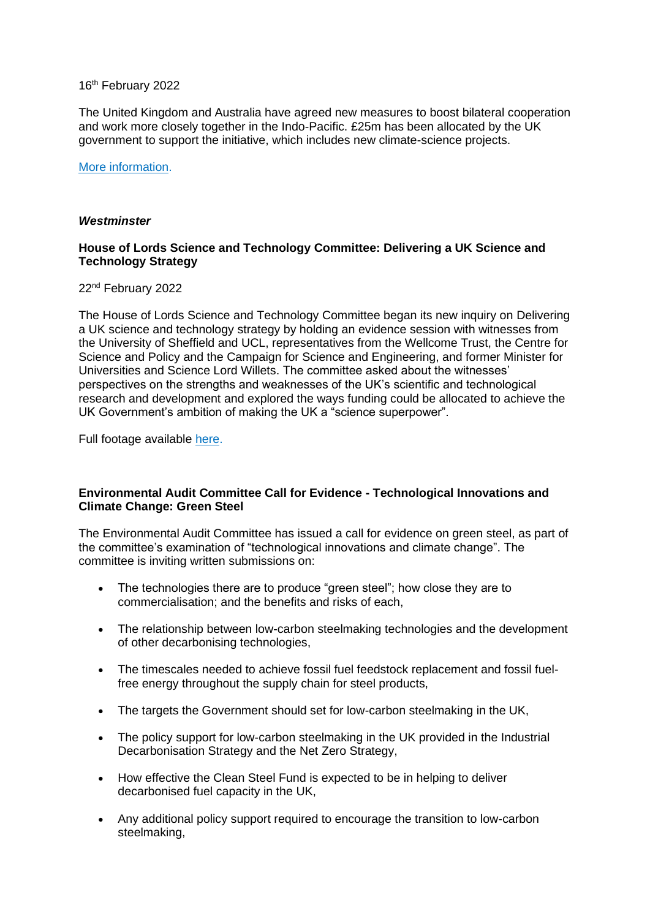16th February 2022

The United Kingdom and Australia have agreed new measures to boost bilateral cooperation and work more closely together in the Indo-Pacific. £25m has been allocated by the UK government to support the initiative, which includes new climate-science projects.

More information.

***Westminster***

**House of Lords Science and Technology Committee: Delivering a UK Science and Technology Strategy**

22nd February 2022

The House of Lords Science and Technology Committee began its new inquiry on Delivering a UK science and technology strategy by holding an evidence session with witnesses from the University of Sheffield and UCL, representatives from the Wellcome Trust, the Centre for Science and Policy and the Campaign for Science and Engineering, and former Minister for Universities and Science Lord Willets. The committee asked about the witnesses' perspectives on the strengths and weaknesses of the UK's scientific and technological research and development and explored the ways funding could be allocated to achieve the UK Government's ambition of making the UK a "science superpower".

Full footage available here.

**Environmental Audit Committee Call for Evidence - Technological Innovations and Climate Change: Green Steel**

The Environmental Audit Committee has issued a call for evidence on green steel, as part of the committee's examination of "technological innovations and climate change". The committee is inviting written submissions on:

- The technologies there are to produce "green steel"; how close they are to commercialisation; and the benefits and risks of each,
- The relationship between low-carbon steelmaking technologies and the development of other decarbonising technologies,
- The timescales needed to achieve fossil fuel feedstock replacement and fossil fuel-free energy throughout the supply chain for steel products,
- The targets the Government should set for low-carbon steelmaking in the UK,
- The policy support for low-carbon steelmaking in the UK provided in the Industrial Decarbonisation Strategy and the Net Zero Strategy,
- How effective the Clean Steel Fund is expected to be in helping to deliver decarbonised fuel capacity in the UK,
- Any additional policy support required to encourage the transition to low-carbon steelmaking,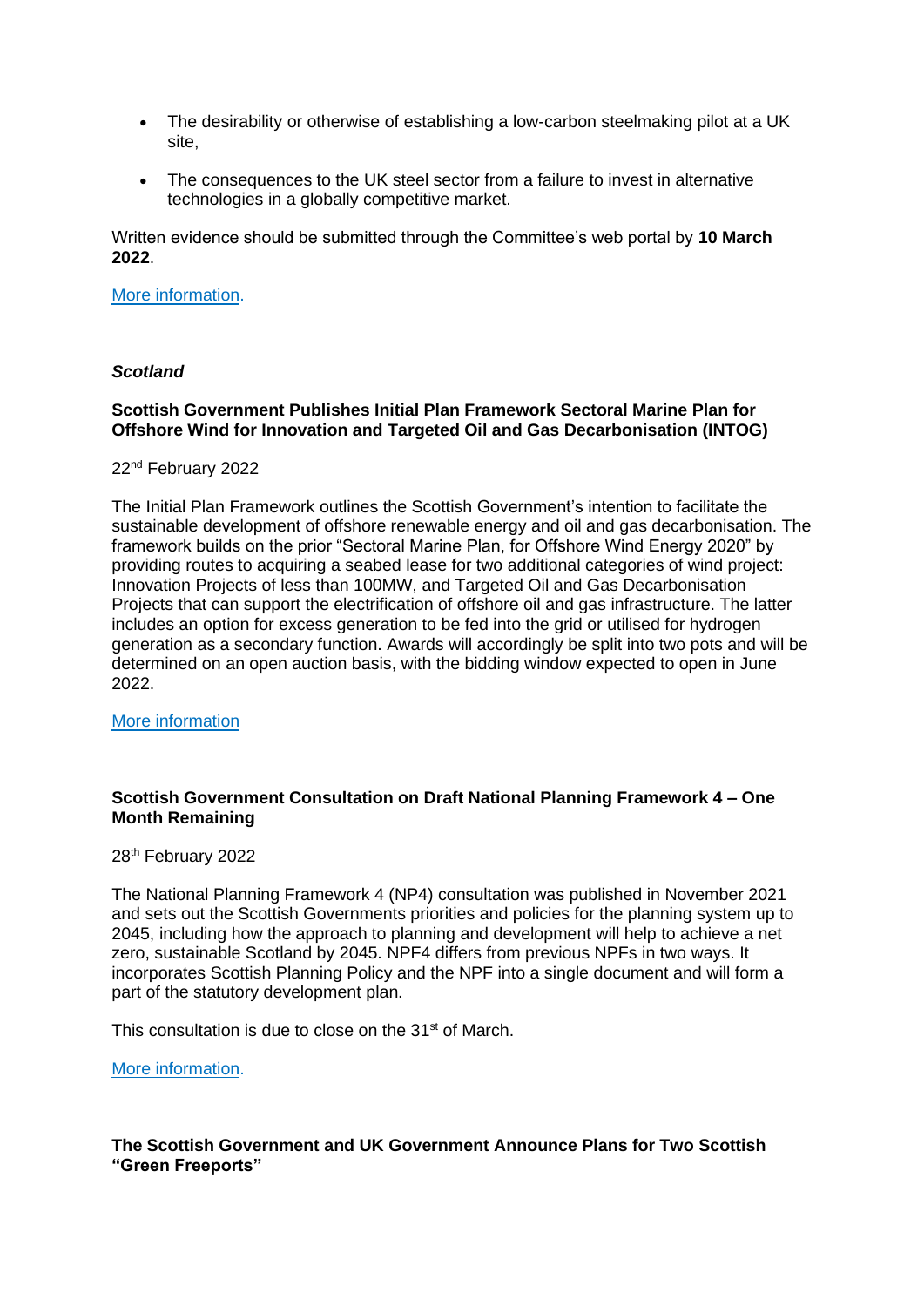- The desirability or otherwise of establishing a low-carbon steelmaking pilot at a UK site,
- The consequences to the UK steel sector from a failure to invest in alternative technologies in a globally competitive market.

Written evidence should be submitted through the Committee's web portal by **10 March 2022**.

More information.

***Scotland***

**Scottish Government Publishes Initial Plan Framework Sectoral Marine Plan for Offshore Wind for Innovation and Targeted Oil and Gas Decarbonisation (INTOG)**

22nd February 2022

The Initial Plan Framework outlines the Scottish Government's intention to facilitate the sustainable development of offshore renewable energy and oil and gas decarbonisation. The framework builds on the prior "Sectoral Marine Plan, for Offshore Wind Energy 2020" by providing routes to acquiring a seabed lease for two additional categories of wind project: Innovation Projects of less than 100MW, and Targeted Oil and Gas Decarbonisation Projects that can support the electrification of offshore oil and gas infrastructure. The latter includes an option for excess generation to be fed into the grid or utilised for hydrogen generation as a secondary function. Awards will accordingly be split into two pots and will be determined on an open auction basis, with the bidding window expected to open in June 2022.

More information

**Scottish Government Consultation on Draft National Planning Framework 4 – One Month Remaining**

28th February 2022

The National Planning Framework 4 (NP4) consultation was published in November 2021 and sets out the Scottish Governments priorities and policies for the planning system up to 2045, including how the approach to planning and development will help to achieve a net zero, sustainable Scotland by 2045. NPF4 differs from previous NPFs in two ways. It incorporates Scottish Planning Policy and the NPF into a single document and will form a part of the statutory development plan.

This consultation is due to close on the 31st of March.

More information.

**The Scottish Government and UK Government Announce Plans for Two Scottish "Green Freeports"**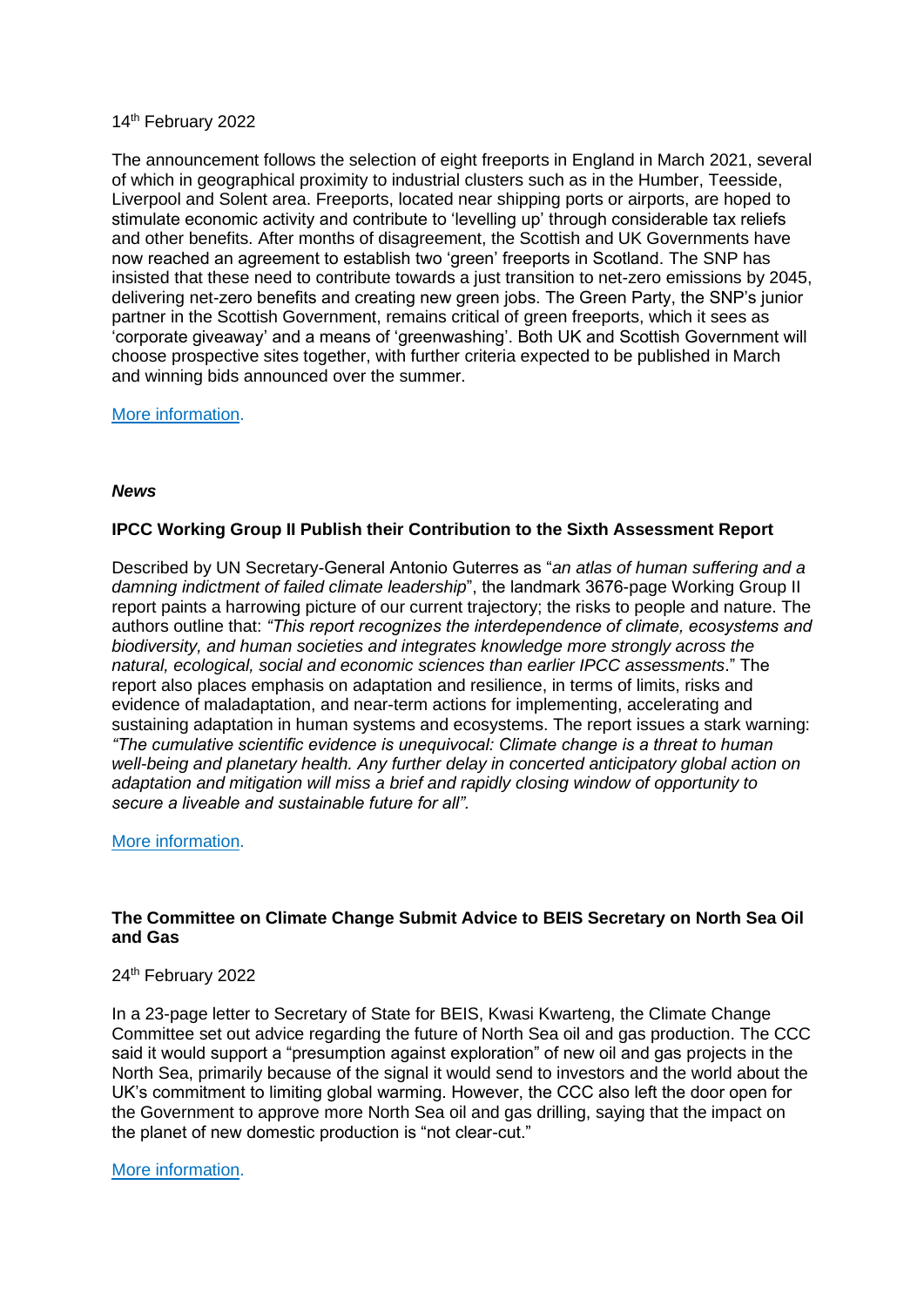14th February 2022

The announcement follows the selection of eight freeports in England in March 2021, several of which in geographical proximity to industrial clusters such as in the Humber, Teesside, Liverpool and Solent area. Freeports, located near shipping ports or airports, are hoped to stimulate economic activity and contribute to 'levelling up' through considerable tax reliefs and other benefits. After months of disagreement, the Scottish and UK Governments have now reached an agreement to establish two 'green' freeports in Scotland. The SNP has insisted that these need to contribute towards a just transition to net-zero emissions by 2045, delivering net-zero benefits and creating new green jobs. The Green Party, the SNP's junior partner in the Scottish Government, remains critical of green freeports, which it sees as 'corporate giveaway' and a means of 'greenwashing'. Both UK and Scottish Government will choose prospective sites together, with further criteria expected to be published in March and winning bids announced over the summer.

More information.

***News***

**IPCC Working Group II Publish their Contribution to the Sixth Assessment Report**

Described by UN Secretary-General Antonio Guterres as "*an atlas of human suffering and a damning indictment of failed climate leadership*", the landmark 3676-page Working Group II report paints a harrowing picture of our current trajectory; the risks to people and nature. The authors outline that: *"This report recognizes the interdependence of climate, ecosystems and biodiversity, and human societies and integrates knowledge more strongly across the natural, ecological, social and economic sciences than earlier IPCC assessments*." The report also places emphasis on adaptation and resilience, in terms of limits, risks and evidence of maladaptation, and near-term actions for implementing, accelerating and sustaining adaptation in human systems and ecosystems. The report issues a stark warning: *"The cumulative scientific evidence is unequivocal: Climate change is a threat to human well-being and planetary health. Any further delay in concerted anticipatory global action on adaptation and mitigation will miss a brief and rapidly closing window of opportunity to secure a liveable and sustainable future for all".*

More information.

**The Committee on Climate Change Submit Advice to BEIS Secretary on North Sea Oil and Gas**

24th February 2022

In a 23-page letter to Secretary of State for BEIS, Kwasi Kwarteng, the Climate Change Committee set out advice regarding the future of North Sea oil and gas production. The CCC said it would support a "presumption against exploration" of new oil and gas projects in the North Sea, primarily because of the signal it would send to investors and the world about the UK's commitment to limiting global warming. However, the CCC also left the door open for the Government to approve more North Sea oil and gas drilling, saying that the impact on the planet of new domestic production is "not clear-cut."

More information.